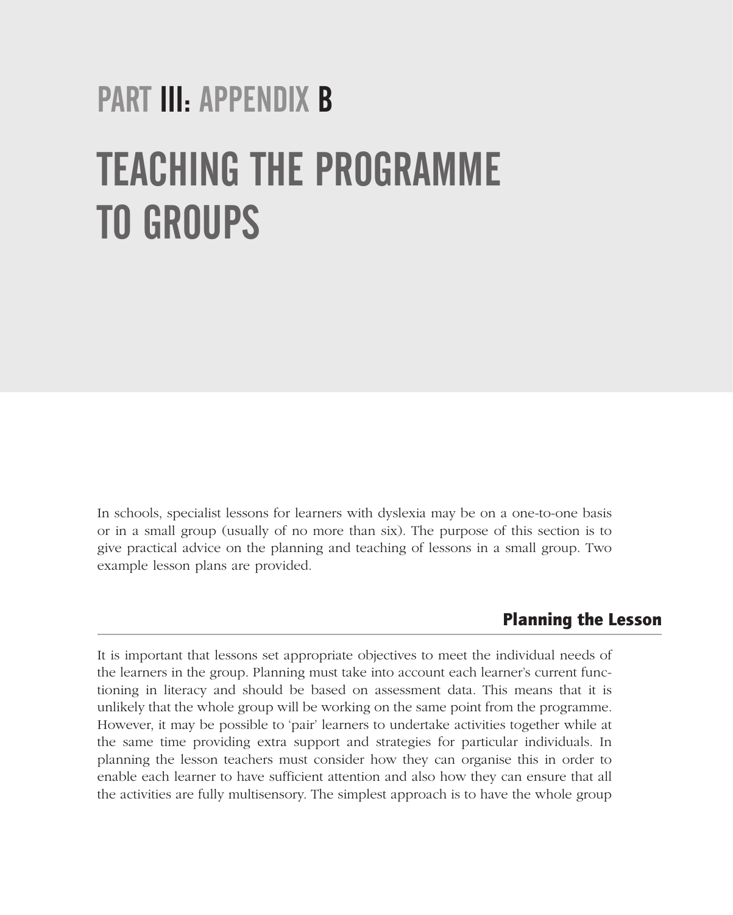# PART III: APPENDIX B

# TEACHING THE PROGRAMME TO GROUPS

In schools, specialist lessons for learners with dyslexia may be on a one-to-one basis or in a small group (usually of no more than six). The purpose of this section is to give practical advice on the planning and teaching of lessons in a small group. Two example lesson plans are provided.

## Planning the Lesson

It is important that lessons set appropriate objectives to meet the individual needs of the learners in the group. Planning must take into account each learner's current functioning in literacy and should be based on assessment data. This means that it is unlikely that the whole group will be working on the same point from the programme. However, it may be possible to 'pair' learners to undertake activities together while at the same time providing extra support and strategies for particular individuals. In planning the lesson teachers must consider how they can organise this in order to enable each learner to have sufficient attention and also how they can ensure that all the activities are fully multisensory. The simplest approach is to have the whole group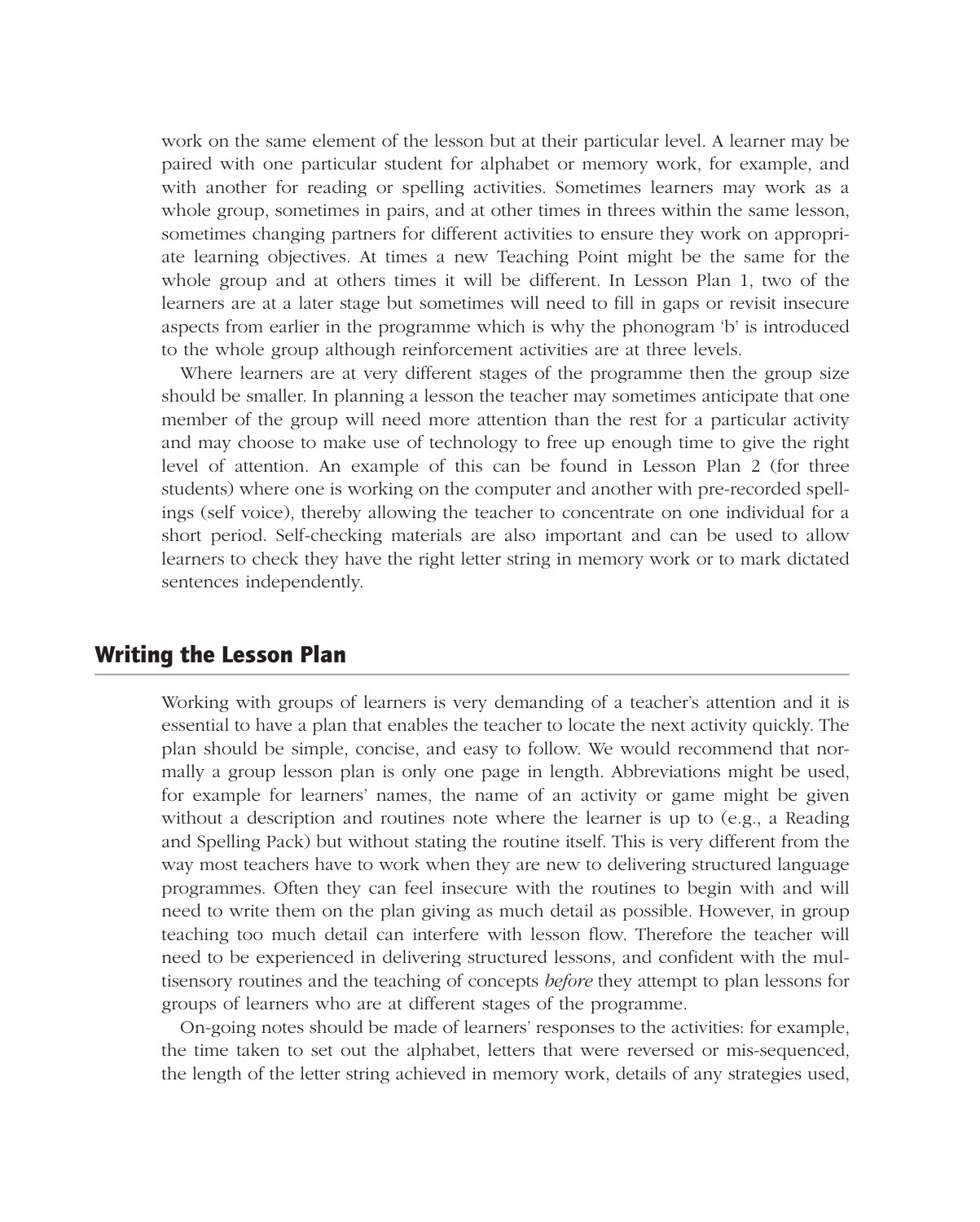work on the same element of the lesson but at their particular level. A learner may be paired with one particular student for alphabet or memory work, for example, and with another for reading or spelling activities. Sometimes learners may work as a whole group, sometimes in pairs, and at other times in threes within the same lesson, sometimes changing partners for different activities to ensure they work on appropriate learning objectives. At times a new Teaching Point might be the same for the whole group and at others times it will be different. In Lesson Plan 1, two of the learners are at a later stage but sometimes will need to fill in gaps or revisit insecure aspects from earlier in the programme which is why the phonogram 'b' is introduced to the whole group although reinforcement activities are at three levels.

Where learners are at very different stages of the programme then the group size should be smaller. In planning a lesson the teacher may sometimes anticipate that one member of the group will need more attention than the rest for a particular activity and may choose to make use of technology to free up enough time to give the right level of attention. An example of this can be found in Lesson Plan 2 (for three students) where one is working on the computer and another with pre-recorded spellings (self voice), thereby allowing the teacher to concentrate on one individual for a short period. Self-checking materials are also important and can be used to allow learners to check they have the right letter string in memory work or to mark dictated sentences independently.

## Writing the Lesson Plan

Working with groups of learners is very demanding of a teacher's attention and it is essential to have a plan that enables the teacher to locate the next activity quickly. The plan should be simple, concise, and easy to follow. We would recommend that normally a group lesson plan is only one page in length. Abbreviations might be used, for example for learners' names, the name of an activity or game might be given without a description and routines note where the learner is up to (e.g., a Reading and Spelling Pack) but without stating the routine itself. This is very different from the way most teachers have to work when they are new to delivering structured language programmes. Often they can feel insecure with the routines to begin with and will need to write them on the plan giving as much detail as possible. However, in group teaching too much detail can interfere with lesson flow. Therefore the teacher will need to be experienced in delivering structured lessons, and confident with the multisensory routines and the teaching of concepts *before* they attempt to plan lessons for groups of learners who are at different stages of the programme.

On-going notes should be made of learners' responses to the activities: for example, the time taken to set out the alphabet, letters that were reversed or mis-sequenced, the length of the letter string achieved in memory work, details of any strategies used,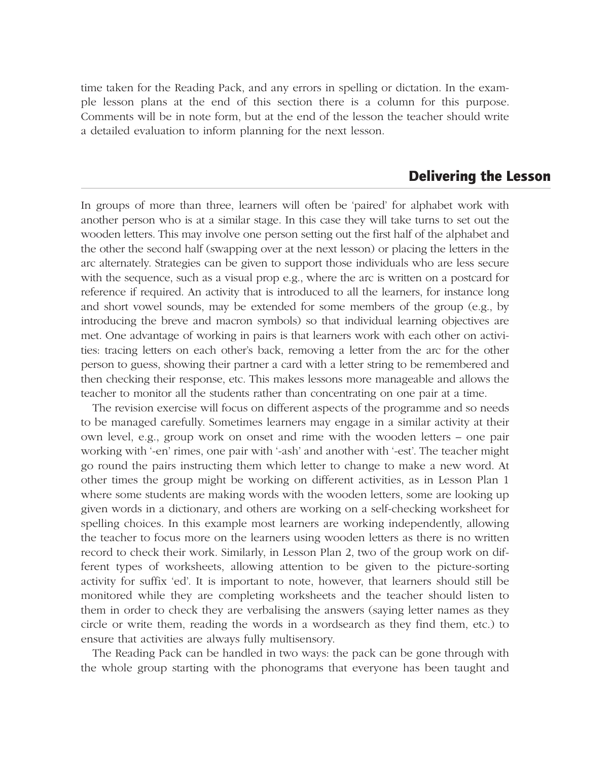time taken for the Reading Pack, and any errors in spelling or dictation. In the example lesson plans at the end of this section there is a column for this purpose. Comments will be in note form, but at the end of the lesson the teacher should write a detailed evaluation to inform planning for the next lesson.

## Delivering the Lesson

In groups of more than three, learners will often be 'paired' for alphabet work with another person who is at a similar stage. In this case they will take turns to set out the wooden letters. This may involve one person setting out the first half of the alphabet and the other the second half (swapping over at the next lesson) or placing the letters in the arc alternately. Strategies can be given to support those individuals who are less secure with the sequence, such as a visual prop e.g., where the arc is written on a postcard for reference if required. An activity that is introduced to all the learners, for instance long and short vowel sounds, may be extended for some members of the group (e.g., by introducing the breve and macron symbols) so that individual learning objectives are met. One advantage of working in pairs is that learners work with each other on activities: tracing letters on each other's back, removing a letter from the arc for the other person to guess, showing their partner a card with a letter string to be remembered and then checking their response, etc. This makes lessons more manageable and allows the teacher to monitor all the students rather than concentrating on one pair at a time.

The revision exercise will focus on different aspects of the programme and so needs to be managed carefully. Sometimes learners may engage in a similar activity at their own level, e.g., group work on onset and rime with the wooden letters – one pair working with '-en' rimes, one pair with '-ash' and another with '-est'. The teacher might go round the pairs instructing them which letter to change to make a new word. At other times the group might be working on different activities, as in Lesson Plan 1 where some students are making words with the wooden letters, some are looking up given words in a dictionary, and others are working on a self-checking worksheet for spelling choices. In this example most learners are working independently, allowing the teacher to focus more on the learners using wooden letters as there is no written record to check their work. Similarly, in Lesson Plan 2, two of the group work on different types of worksheets, allowing attention to be given to the picture-sorting activity for suffix 'ed'. It is important to note, however, that learners should still be monitored while they are completing worksheets and the teacher should listen to them in order to check they are verbalising the answers (saying letter names as they circle or write them, reading the words in a wordsearch as they find them, etc.) to ensure that activities are always fully multisensory.

The Reading Pack can be handled in two ways: the pack can be gone through with the whole group starting with the phonograms that everyone has been taught and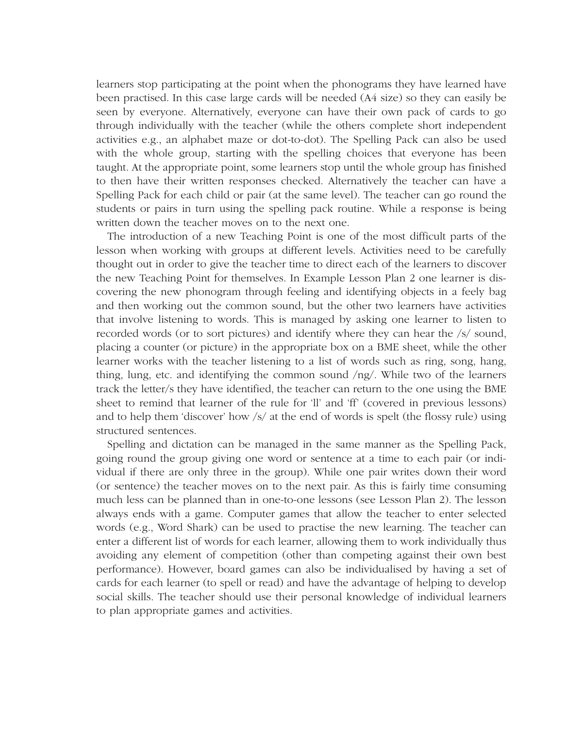learners stop participating at the point when the phonograms they have learned have been practised. In this case large cards will be needed (A4 size) so they can easily be seen by everyone. Alternatively, everyone can have their own pack of cards to go through individually with the teacher (while the others complete short independent activities e.g., an alphabet maze or dot-to-dot). The Spelling Pack can also be used with the whole group, starting with the spelling choices that everyone has been taught. At the appropriate point, some learners stop until the whole group has finished to then have their written responses checked. Alternatively the teacher can have a Spelling Pack for each child or pair (at the same level). The teacher can go round the students or pairs in turn using the spelling pack routine. While a response is being written down the teacher moves on to the next one.

The introduction of a new Teaching Point is one of the most difficult parts of the lesson when working with groups at different levels. Activities need to be carefully thought out in order to give the teacher time to direct each of the learners to discover the new Teaching Point for themselves. In Example Lesson Plan 2 one learner is discovering the new phonogram through feeling and identifying objects in a feely bag and then working out the common sound, but the other two learners have activities that involve listening to words. This is managed by asking one learner to listen to recorded words (or to sort pictures) and identify where they can hear the /s/ sound, placing a counter (or picture) in the appropriate box on a BME sheet, while the other learner works with the teacher listening to a list of words such as ring, song, hang, thing, lung, etc. and identifying the common sound /ng/. While two of the learners track the letter/s they have identified, the teacher can return to the one using the BME sheet to remind that learner of the rule for 'll' and 'ff' (covered in previous lessons) and to help them 'discover' how /s/ at the end of words is spelt (the flossy rule) using structured sentences.

Spelling and dictation can be managed in the same manner as the Spelling Pack, going round the group giving one word or sentence at a time to each pair (or individual if there are only three in the group). While one pair writes down their word (or sentence) the teacher moves on to the next pair. As this is fairly time consuming much less can be planned than in one-to-one lessons (see Lesson Plan 2). The lesson always ends with a game. Computer games that allow the teacher to enter selected words (e.g., Word Shark) can be used to practise the new learning. The teacher can enter a different list of words for each learner, allowing them to work individually thus avoiding any element of competition (other than competing against their own best performance). However, board games can also be individualised by having a set of cards for each learner (to spell or read) and have the advantage of helping to develop social skills. The teacher should use their personal knowledge of individual learners to plan appropriate games and activities.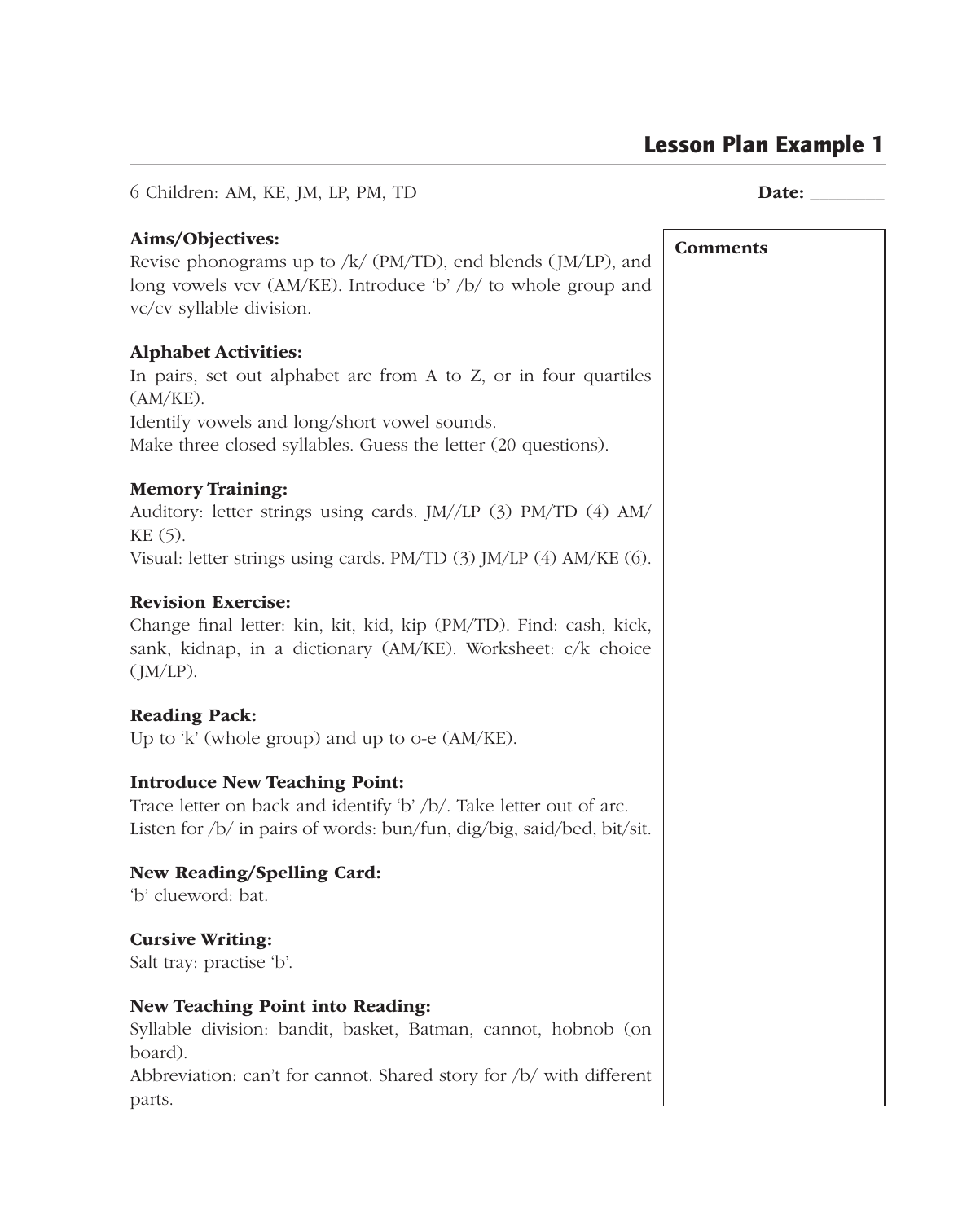# Lesson Plan Example 1

6 Children: AM, KE, JM, LP, PM, TD **Date: ________**

**Comments**

**Aims/Objectives:**
Revise phonograms up to /k/ (PM/TD), end blends (JM/LP), and long vowels vcv (AM/KE). Introduce 'b' /b/ to whole group and vc/cv syllable division.

**Alphabet Activities:**
In pairs, set out alphabet arc from A to Z, or in four quartiles (AM/KE).
Identify vowels and long/short vowel sounds.
Make three closed syllables. Guess the letter (20 questions).

**Memory Training:**
Auditory: letter strings using cards. JM//LP (3) PM/TD (4) AM/KE (5).
Visual: letter strings using cards. PM/TD (3) JM/LP (4) AM/KE (6).

**Revision Exercise:**
Change final letter: kin, kit, kid, kip (PM/TD). Find: cash, kick, sank, kidnap, in a dictionary (AM/KE). Worksheet: c/k choice (JM/LP).

**Reading Pack:**
Up to 'k' (whole group) and up to o-e (AM/KE).

**Introduce New Teaching Point:**
Trace letter on back and identify 'b' /b/. Take letter out of arc.
Listen for /b/ in pairs of words: bun/fun, dig/big, said/bed, bit/sit.

**New Reading/Spelling Card:**
'b' clueword: bat.

**Cursive Writing:**
Salt tray: practise 'b'.

**New Teaching Point into Reading:**
Syllable division: bandit, basket, Batman, cannot, hobnob (on board).
Abbreviation: can't for cannot. Shared story for /b/ with different parts.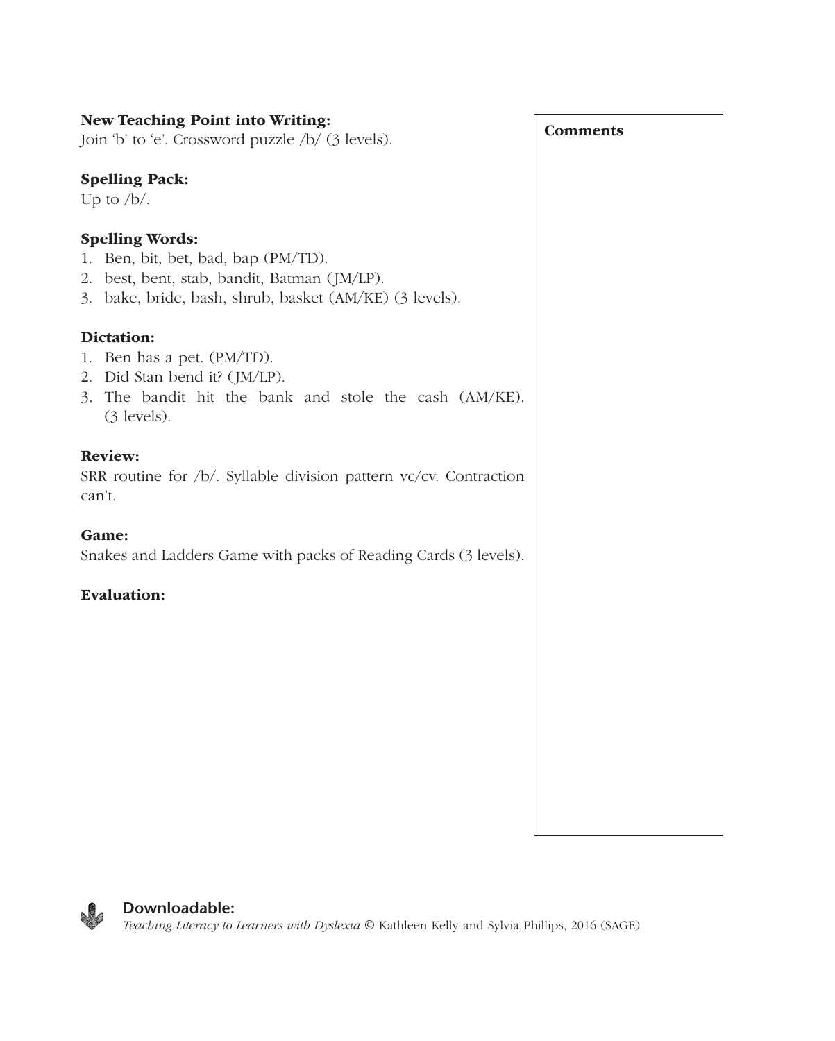**New Teaching Point into Writing:**
Join 'b' to 'e'. Crossword puzzle /b/ (3 levels).

**Spelling Pack:**
Up to /b/.

**Spelling Words:**
1. Ben, bit, bet, bad, bap (PM/TD).
2. best, bent, stab, bandit, Batman (JM/LP).
3. bake, bride, bash, shrub, basket (AM/KE) (3 levels).

**Dictation:**
1. Ben has a pet. (PM/TD).
2. Did Stan bend it? (JM/LP).
3. The bandit hit the bank and stole the cash (AM/KE). (3 levels).

**Review:**
SRR routine for /b/. Syllable division pattern vc/cv. Contraction can't.

**Game:**
Snakes and Ladders Game with packs of Reading Cards (3 levels).

**Evaluation:**

**Comments**

**Downloadable:**
*Teaching Literacy to Learners with Dyslexia* © Kathleen Kelly and Sylvia Phillips, 2016 (SAGE)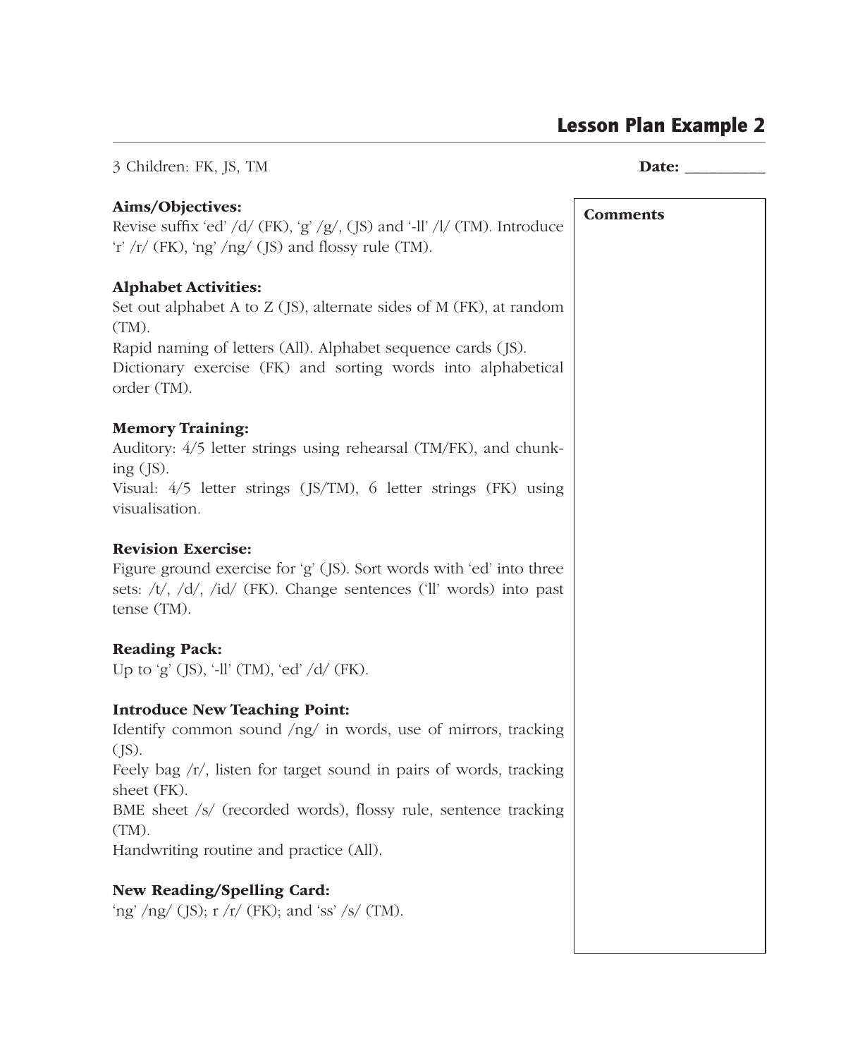## Lesson Plan Example 2

3 Children: FK, JS, TM

**Date:** __________

**Comments**

**Aims/Objectives:**
Revise suffix 'ed' /d/ (FK), 'g' /g/, (JS) and '-ll' /l/ (TM). Introduce 'r' /r/ (FK), 'ng' /ng/ (JS) and flossy rule (TM).

**Alphabet Activities:**
Set out alphabet A to Z (JS), alternate sides of M (FK), at random (TM).
Rapid naming of letters (All). Alphabet sequence cards (JS).
Dictionary exercise (FK) and sorting words into alphabetical order (TM).

**Memory Training:**
Auditory: 4/5 letter strings using rehearsal (TM/FK), and chunking (JS).
Visual: 4/5 letter strings (JS/TM), 6 letter strings (FK) using visualisation.

**Revision Exercise:**
Figure ground exercise for 'g' (JS). Sort words with 'ed' into three sets: /t/, /d/, /id/ (FK). Change sentences ('ll' words) into past tense (TM).

**Reading Pack:**
Up to 'g' (JS), '-ll' (TM), 'ed' /d/ (FK).

**Introduce New Teaching Point:**
Identify common sound /ng/ in words, use of mirrors, tracking (JS).
Feely bag /r/, listen for target sound in pairs of words, tracking sheet (FK).
BME sheet /s/ (recorded words), flossy rule, sentence tracking (TM).
Handwriting routine and practice (All).

**New Reading/Spelling Card:**
'ng' /ng/ (JS); r /r/ (FK); and 'ss' /s/ (TM).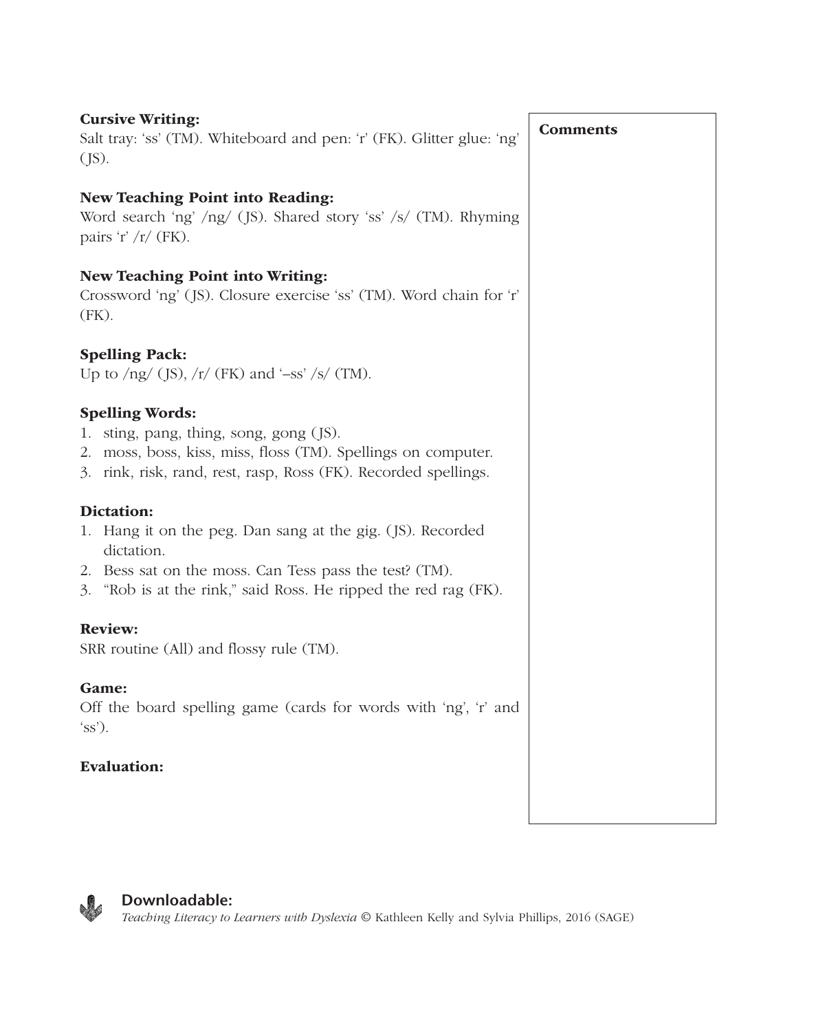**Cursive Writing:**
Salt tray: 'ss' (TM). Whiteboard and pen: 'r' (FK). Glitter glue: 'ng' (JS).

**New Teaching Point into Reading:**
Word search 'ng' /ng/ (JS). Shared story 'ss' /s/ (TM). Rhyming pairs 'r' /r/ (FK).

**New Teaching Point into Writing:**
Crossword 'ng' (JS). Closure exercise 'ss' (TM). Word chain for 'r' (FK).

**Spelling Pack:**
Up to /ng/ (JS), /r/ (FK) and '–ss' /s/ (TM).

**Spelling Words:**

1. sting, pang, thing, song, gong (JS).
2. moss, boss, kiss, miss, floss (TM). Spellings on computer.
3. rink, risk, rand, rest, rasp, Ross (FK). Recorded spellings.

**Dictation:**

1. Hang it on the peg. Dan sang at the gig. (JS). Recorded dictation.
2. Bess sat on the moss. Can Tess pass the test? (TM).
3. "Rob is at the rink," said Ross. He ripped the red rag (FK).

**Review:**
SRR routine (All) and flossy rule (TM).

**Game:**
Off the board spelling game (cards for words with 'ng', 'r' and 'ss').

**Evaluation:**

**Comments**

**Downloadable:**
*Teaching Literacy to Learners with Dyslexia* © Kathleen Kelly and Sylvia Phillips, 2016 (SAGE)